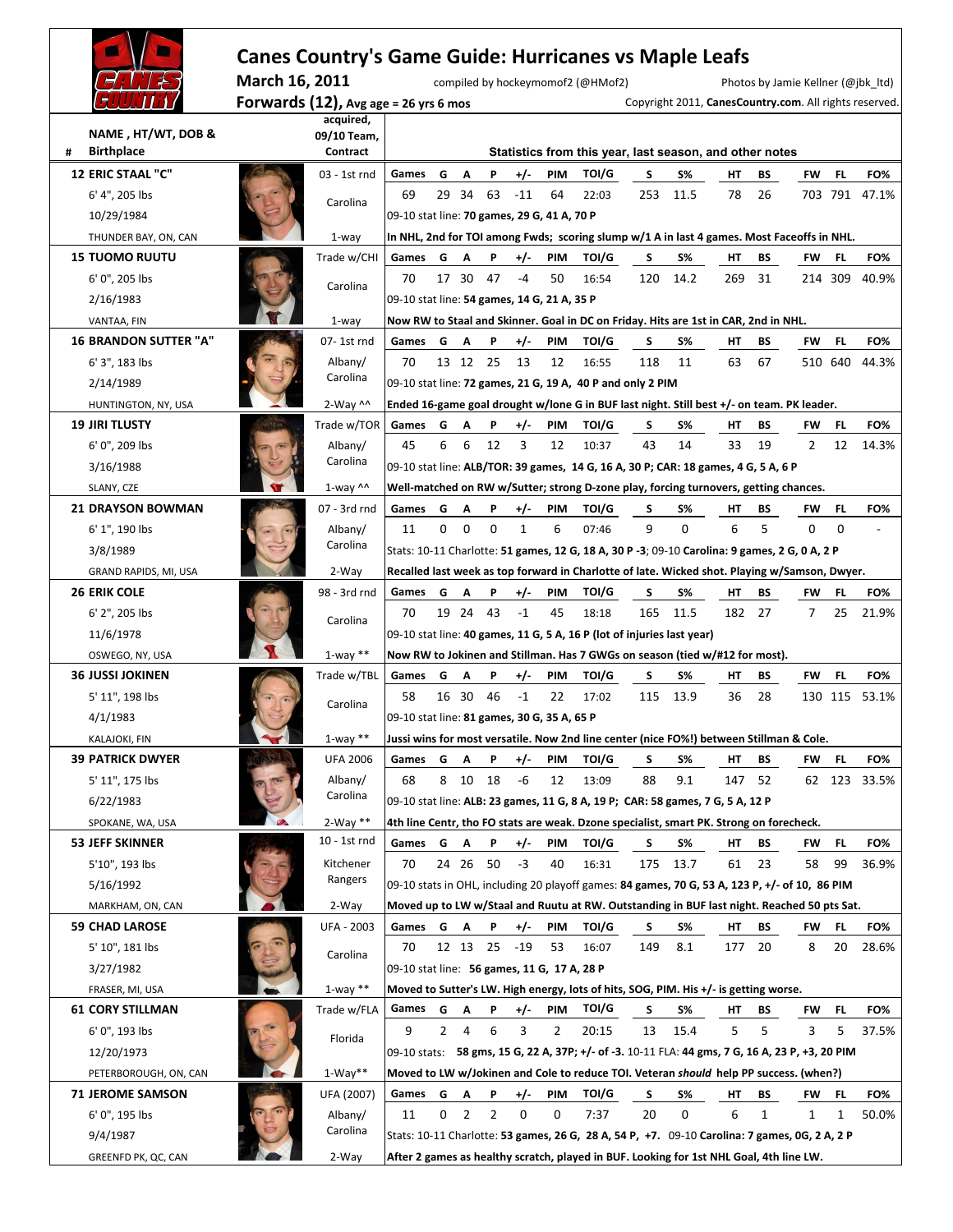# Canes Country's Game Guide: Hurricanes vs Maple Leafs

**March 16, 2011** compiled by hockeymomof2 (@HMof2) Photos by Jamie Kellner (@jbk_ltd)

**Forwards (12), Avg age = 26 yrs 6 mos** Copyright 2011, **CanesCountry.com**. All rights reserved.

| # | NAME, HT/WT, DOB & Birthplace | acquired, 09/10 Team, Contract | Games | G | A | P | +/- | PIM | TOI/G | S | S% | HT | BS | FW | FL | FO% |
|---|---|---|---|---|---|---|---|---|---|---|---|---|---|---|---|---|
| 12 | **ERIC STAAL "C"**; 6' 4", 205 lbs; 10/29/1984; THUNDER BAY, ON, CAN | 03 - 1st rnd; Carolina; 1-way | 69 | 29 | 34 | 63 | -11 | 64 | 22:03 | 253 | 11.5 | 78 | 26 | 703 | 791 | 47.1% |
| | | | 09-10 stat line: **70 games, 29 G, 41 A, 70 P** | | | | | | | | | | | | | |
| | | | **In NHL, 2nd for TOI among Fwds; scoring slump w/1 A in last 4 games. Most Faceoffs in NHL.** | | | | | | | | | | | | | |
| 15 | **TUOMO RUUTU**; 6' 0", 205 lbs; 2/16/1983; VANTAA, FIN | Trade w/CHI; Carolina; 1-way | 70 | 17 | 30 | 47 | -4 | 50 | 16:54 | 120 | 14.2 | 269 | 31 | 214 | 309 | 40.9% |
| | | | 09-10 stat line: **54 games, 14 G, 21 A, 35 P** | | | | | | | | | | | | | |
| | | | **Now RW to Staal and Skinner. Goal in DC on Friday. Hits are 1st in CAR, 2nd in NHL.** | | | | | | | | | | | | | |
| 16 | **BRANDON SUTTER "A"**; 6' 3", 183 lbs; 2/14/1989; HUNTINGTON, NY, USA | 07- 1st rnd; Albany/ Carolina; 2-Way ^^ | 70 | 13 | 12 | 25 | 13 | 12 | 16:55 | 118 | 11 | 63 | 67 | 510 | 640 | 44.3% |
| | | | 09-10 stat line: **72 games, 21 G, 19 A, 40 P and only 2 PIM** | | | | | | | | | | | | | |
| | | | **Ended 16-game goal drought w/lone G in BUF last night. Still best +/- on team. PK leader.** | | | | | | | | | | | | | |
| 19 | **JIRI TLUSTY**; 6' 0", 209 lbs; 3/16/1988; SLANY, CZE | Trade w/TOR; Albany/ Carolina; 1-way ^^ | 45 | 6 | 6 | 12 | 3 | 12 | 10:37 | 43 | 14 | 33 | 19 | 2 | 12 | 14.3% |
| | | | 09-10 stat line: **ALB/TOR: 39 games, 14 G, 16 A, 30 P; CAR: 18 games, 4 G, 5 A, 6 P** | | | | | | | | | | | | | |
| | | | **Well-matched on RW w/Sutter; strong D-zone play, forcing turnovers, getting chances.** | | | | | | | | | | | | | |
| 21 | **DRAYSON BOWMAN**; 6' 1", 190 lbs; 3/8/1989; GRAND RAPIDS, MI, USA | 07 - 3rd rnd; Albany/ Carolina; 2-Way | 11 | 0 | 0 | 0 | 1 | 6 | 07:46 | 9 | 0 | 6 | 5 | 0 | 0 | - |
| | | | Stats: 10-11 Charlotte: **51 games, 12 G, 18 A, 30 P -3**; 09-10 Carolina: **9 games, 2 G, 0 A, 2 P** | | | | | | | | | | | | | |
| | | | **Recalled last week as top forward in Charlotte of late. Wicked shot. Playing w/Samson, Dwyer.** | | | | | | | | | | | | | |
| 26 | **ERIK COLE**; 6' 2", 205 lbs; 11/6/1978; OSWEGO, NY, USA | 98 - 3rd rnd; Carolina; 1-way ** | 70 | 19 | 24 | 43 | -1 | 45 | 18:18 | 165 | 11.5 | 182 | 27 | 7 | 25 | 21.9% |
| | | | 09-10 stat line: **40 games, 11 G, 5 A, 16 P** (lot of injuries last year) | | | | | | | | | | | | | |
| | | | **Now RW to Jokinen and Stillman. Has 7 GWGs on season (tied w/#12 for most).** | | | | | | | | | | | | | |
| 36 | **JUSSI JOKINEN**; 5' 11", 198 lbs; 4/1/1983; KALAJOKI, FIN | Trade w/TBL; Carolina; 1-way ** | 58 | 16 | 30 | 46 | -1 | 22 | 17:02 | 115 | 13.9 | 36 | 28 | 130 | 115 | 53.1% |
| | | | 09-10 stat line: **81 games, 30 G, 35 A, 65 P** | | | | | | | | | | | | | |
| | | | **Jussi wins for most versatile. Now 2nd line center (nice FO%!) between Stillman & Cole.** | | | | | | | | | | | | | |
| 39 | **PATRICK DWYER**; 5' 11", 175 lbs; 6/22/1983; SPOKANE, WA, USA | UFA 2006; Albany/ Carolina; 2-Way ** | 68 | 8 | 10 | 18 | -6 | 12 | 13:09 | 88 | 9.1 | 147 | 52 | 62 | 123 | 33.5% |
| | | | 09-10 stat line: **ALB: 23 games, 11 G, 8 A, 19 P; CAR: 58 games, 7 G, 5 A, 12 P** | | | | | | | | | | | | | |
| | | | **4th line Centr, tho FO stats are weak. Dzone specialist, smart PK. Strong on forecheck.** | | | | | | | | | | | | | |
| 53 | **JEFF SKINNER**; 5'10", 193 lbs; 5/16/1992; MARKHAM, ON, CAN | 10 - 1st rnd; Kitchener Rangers; 2-Way | 70 | 24 | 26 | 50 | -3 | 40 | 16:31 | 175 | 13.7 | 61 | 23 | 58 | 99 | 36.9% |
| | | | 09-10 stats in OHL, including 20 playoff games: **84 games, 70 G, 53 A, 123 P, +/- of 10, 86 PIM** | | | | | | | | | | | | | |
| | | | **Moved up to LW w/Staal and Ruutu at RW. Outstanding in BUF last night. Reached 50 pts Sat.** | | | | | | | | | | | | | |
| 59 | **CHAD LAROSE**; 5' 10", 181 lbs; 3/27/1982; FRASER, MI, USA | UFA - 2003; Carolina; 1-way ** | 70 | 12 | 13 | 25 | -19 | 53 | 16:07 | 149 | 8.1 | 177 | 20 | 8 | 20 | 28.6% |
| | | | 09-10 stat line: **56 games, 11 G, 17 A, 28 P** | | | | | | | | | | | | | |
| | | | **Moved to Sutter's LW. High energy, lots of hits, SOG, PIM. His +/- is getting worse.** | | | | | | | | | | | | | |
| 61 | **CORY STILLMAN**; 6' 0", 193 lbs; 12/20/1973; PETERBOROUGH, ON, CAN | Trade w/FLA; Florida; 1-Way** | 9 | 2 | 4 | 6 | 3 | 2 | 20:15 | 13 | 15.4 | 5 | 5 | 3 | 5 | 37.5% |
| | | | 09-10 stats: **58 gms, 15 G, 22 A, 37P; +/- of -3.** 10-11 FLA: **44 gms, 7 G, 16 A, 23 P, +3, 20 PIM** | | | | | | | | | | | | | |
| | | | **Moved to LW w/Jokinen and Cole to reduce TOI. Veteran *should* help PP success. (when?)** | | | | | | | | | | | | | |
| 71 | **JEROME SAMSON**; 6' 0", 195 lbs; 9/4/1987; GREENFD PK, QC, CAN | UFA (2007); Albany/ Carolina; 2-Way | 11 | 0 | 2 | 2 | 0 | 0 | 7:37 | 20 | 0 | 6 | 1 | 1 | 1 | 50.0% |
| | | | Stats: 10-11 Charlotte: **53 games, 26 G, 28 A, 54 P, +7.** 09-10 Carolina: **7 games, 0G, 2 A, 2 P** | | | | | | | | | | | | | |
| | | | **After 2 games as healthy scratch, played in BUF. Looking for 1st NHL Goal, 4th line LW.** | | | | | | | | | | | | | |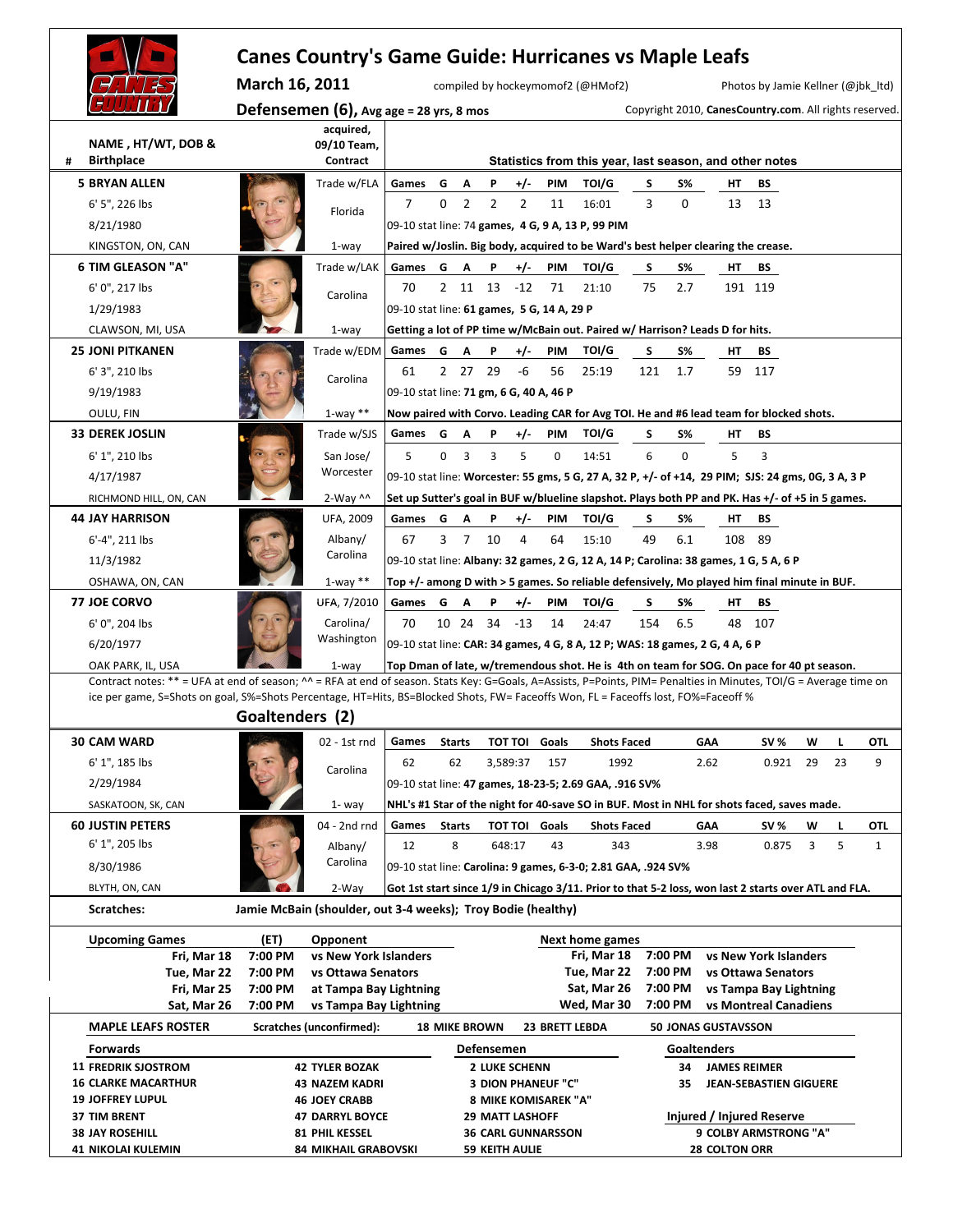# Canes Country's Game Guide: Hurricanes vs Maple Leafs

**March 16, 2011** compiled by hockeymomof2 (@HMof2) Photos by Jamie Kellner (@jbk_ltd)

## Defensemen (6), Avg age = 28 yrs, 8 mos

Copyright 2010, **CanesCountry.com**. All rights reserved.

| # | NAME, HT/WT, DOB & Birthplace | acquired, 09/10 Team, Contract | Statistics from this year, last season, and other notes |
|---|---|---|---|
| 5 | **BRYAN ALLEN** / 6' 5", 226 lbs / 8/21/1980 / KINGSTON, ON, CAN | Trade w/FLA / Florida / 1-way | Games 7, G 0, A 2, P 2, +/- 2, PIM 11, TOI/G 16:01, S 3, S% 0, HT 13, BS 13. 09-10 stat line: **74 games, 4 G, 9 A, 13 P, 99 PIM**. **Paired w/Joslin. Big body, acquired to be Ward's best helper clearing the crease.** |
| 6 | **TIM GLEASON "A"** / 6' 0", 217 lbs / 1/29/1983 / CLAWSON, MI, USA | Trade w/LAK / Carolina / 1-way | Games 70, G 2, A 11, P 13, +/- -12, PIM 71, TOI/G 21:10, S 75, S% 2.7, HT 191, BS 119. 09-10 stat line: **61 games, 5 G, 14 A, 29 P**. **Getting a lot of PP time w/McBain out. Paired w/ Harrison? Leads D for hits.** |
| 25 | **JONI PITKANEN** / 6' 3", 210 lbs / 9/19/1983 / OULU, FIN | Trade w/EDM / Carolina / 1-way ** | Games 61, G 2, A 27, P 29, +/- -6, PIM 56, TOI/G 25:19, S 121, S% 1.7, HT 59, BS 117. 09-10 stat line: **71 gm, 6 G, 40 A, 46 P**. **Now paired with Corvo. Leading CAR for Avg TOI. He and #6 lead team for blocked shots.** |
| 33 | **DEREK JOSLIN** / 6' 1", 210 lbs / 4/17/1987 / RICHMOND HILL, ON, CAN | Trade w/SJS / San Jose/ Worcester / 2-Way ^^ | Games 5, G 0, A 3, P 3, +/- 5, PIM 0, TOI/G 14:51, S 6, S% 0, HT 5, BS 3. 09-10 stat line: **Worcester: 55 gms, 5 G, 27 A, 32 P, +/- of +14, 29 PIM; SJS: 24 gms, 0G, 3 A, 3 P**. **Set up Sutter's goal in BUF w/blueline slapshot. Plays both PP and PK. Has +/- of +5 in 5 games.** |
| 44 | **JAY HARRISON** / 6'-4", 211 lbs / 11/3/1982 / OSHAWA, ON, CAN | UFA, 2009 / Albany/ Carolina / 1-way ** | Games 67, G 3, A 7, P 10, +/- 4, PIM 64, TOI/G 15:10, S 49, S% 6.1, HT 108, BS 89. 09-10 stat line: **Albany: 32 games, 2 G, 12 A, 14 P; Carolina: 38 games, 1 G, 5 A, 6 P**. **Top +/- among D with > 5 games. So reliable defensively, Mo played him final minute in BUF.** |
| 77 | **JOE CORVO** / 6' 0", 204 lbs / 6/20/1977 / OAK PARK, IL, USA | UFA, 7/2010 / Carolina/ Washington / 1-way | Games 70, G 10, A 24, P 34, +/- -13, PIM 14, TOI/G 24:47, S 154, S% 6.5, HT 48, BS 107. 09-10 stat line: **CAR: 34 games, 4 G, 8 A, 12 P; WAS: 18 games, 2 G, 4 A, 6 P**. **Top Dman of late, w/tremendous shot. He is 4th on team for SOG. On pace for 40 pt season.** |

Contract notes: ** = UFA at end of season; ^^ = RFA at end of season. Stats Key: G=Goals, A=Assists, P=Points, PIM= Penalties in Minutes, TOI/G = Average time on ice per game, S=Shots on goal, S%=Shots Percentage, HT=Hits, BS=Blocked Shots, FW= Faceoffs Won, FL = Faceoffs lost, FO%=Faceoff %

## Goaltenders (2)

| # | NAME, HT/WT, DOB & Birthplace | acquired, 09/10 Team, Contract | Statistics from this year, last season, and other notes |
|---|---|---|---|
| 30 | **CAM WARD** / 6' 1", 185 lbs / 2/29/1984 / SASKATOON, SK, CAN | 02 - 1st rnd / Carolina / 1- way | Games 62, Starts 62, TOT TOI 3,589:37, Goals 157, Shots Faced 1992, GAA 2.62, SV % 0.921, W 29, L 23, OTL 9. 09-10 stat line: **47 games, 18-23-5; 2.69 GAA, .916 SV%**. **NHL's #1 Star of the night for 40-save SO in BUF. Most in NHL for shots faced, saves made.** |
| 60 | **JUSTIN PETERS** / 6' 1", 205 lbs / 8/30/1986 / BLYTH, ON, CAN | 04 - 2nd rnd / Albany/ Carolina / 2-Way | Games 12, Starts 8, TOT TOI 648:17, Goals 43, Shots Faced 343, GAA 3.98, SV % 0.875, W 3, L 5, OTL 1. 09-10 stat line: **Carolina: 9 games, 6-3-0; 2.81 GAA, .924 SV%**. **Got 1st start since 1/9 in Chicago 3/11. Prior to that 5-2 loss, won last 2 starts over ATL and FLA.** |

**Scratches:** **Jamie McBain (shoulder, out 3-4 weeks); Troy Bodie (healthy)**

| Upcoming Games | (ET) | Opponent | Next home games | | |
|---|---|---|---|---|---|
| Fri, Mar 18 | 7:00 PM | vs New York Islanders | Fri, Mar 18 | 7:00 PM | vs New York Islanders |
| Tue, Mar 22 | 7:00 PM | vs Ottawa Senators | Tue, Mar 22 | 7:00 PM | vs Ottawa Senators |
| Fri, Mar 25 | 7:00 PM | at Tampa Bay Lightning | Sat, Mar 26 | 7:00 PM | vs Tampa Bay Lightning |
| Sat, Mar 26 | 7:00 PM | vs Tampa Bay Lightning | Wed, Mar 30 | 7:00 PM | vs Montreal Canadiens |

**MAPLE LEAFS ROSTER** Scratches (unconfirmed): **18 MIKE BROWN 23 BRETT LEBDA 50 JONAS GUSTAVSSON**

| Forwards | | Defensemen | Goaltenders |
|---|---|---|---|
| 11 FREDRIK SJOSTROM | 42 TYLER BOZAK | 2 LUKE SCHENN | 34 JAMES REIMER |
| 16 CLARKE MACARTHUR | 43 NAZEM KADRI | 3 DION PHANEUF "C" | 35 JEAN-SEBASTIEN GIGUERE |
| 19 JOFFREY LUPUL | 46 JOEY CRABB | 8 MIKE KOMISAREK "A" | |
| 37 TIM BRENT | 47 DARRYL BOYCE | 29 MATT LASHOFF | **Injured / Injured Reserve** |
| 38 JAY ROSEHILL | 81 PHIL KESSEL | 36 CARL GUNNARSSON | 9 COLBY ARMSTRONG "A" |
| 41 NIKOLAI KULEMIN | 84 MIKHAIL GRABOVSKI | 59 KEITH AULIE | 28 COLTON ORR |